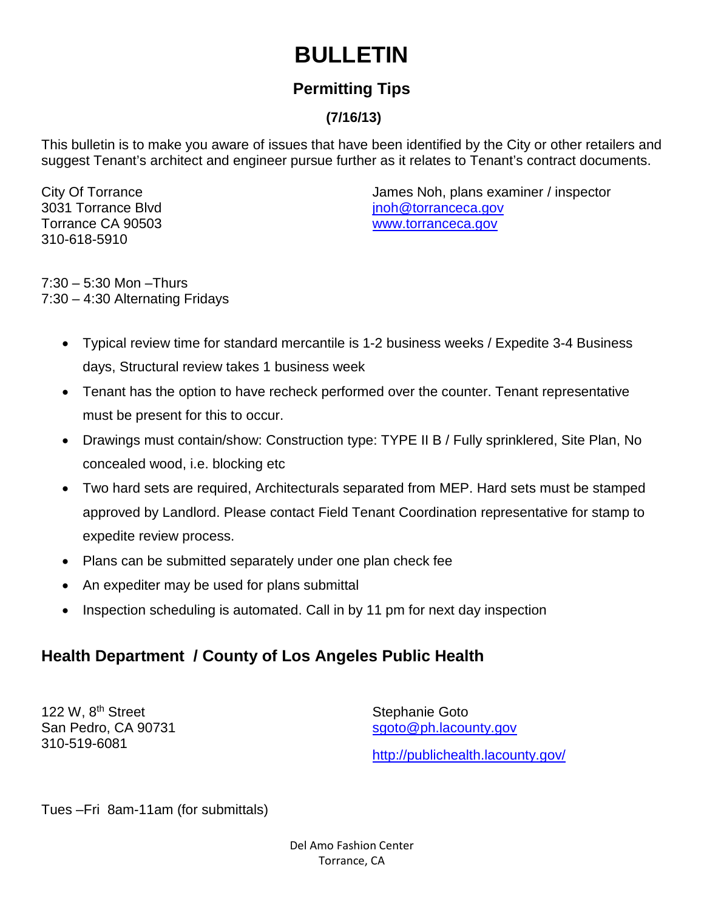# BULLETIN

## Permitting Tips

**(7/16/13)**

This bulletin is to make you aware of issues that have been identified by the City or other retailers and suggest Tenant's architect and engineer pursue further as it relates to Tenant's contract documents.

City Of Torrance
3031 Torrance Blvd
Torrance CA 90503
310-618-5910

James Noh, plans examiner / inspector
jnoh@torranceca.gov
www.torranceca.gov

7:30 – 5:30 Mon –Thurs
7:30 – 4:30 Alternating Fridays

- Typical review time for standard mercantile is 1-2 business weeks / Expedite 3-4 Business days, Structural review takes 1 business week
- Tenant has the option to have recheck performed over the counter. Tenant representative must be present for this to occur.
- Drawings must contain/show: Construction type: TYPE II B / Fully sprinklered, Site Plan, No concealed wood, i.e. blocking etc
- Two hard sets are required, Architecturals separated from MEP. Hard sets must be stamped approved by Landlord. Please contact Field Tenant Coordination representative for stamp to expedite review process.
- Plans can be submitted separately under one plan check fee
- An expediter may be used for plans submittal
- Inspection scheduling is automated. Call in by 11 pm for next day inspection

## Health Department / County of Los Angeles Public Health

122 W, 8th Street
San Pedro, CA 90731
310-519-6081

Stephanie Goto
sgoto@ph.lacounty.gov
http://publichealth.lacounty.gov/

Tues –Fri 8am-11am (for submittals)

Del Amo Fashion Center
Torrance, CA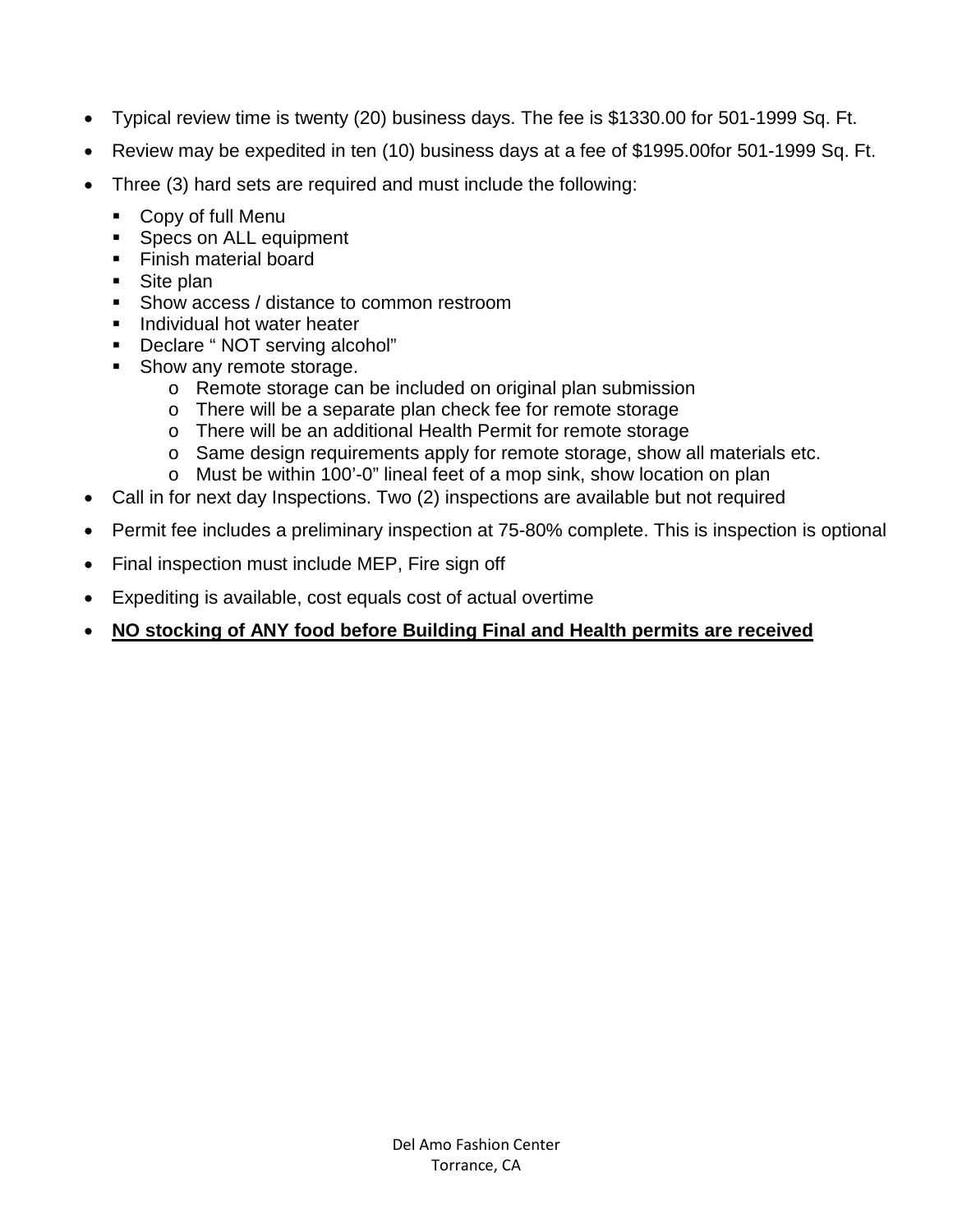- Typical review time is twenty (20) business days. The fee is $1330.00 for 501-1999 Sq. Ft.
- Review may be expedited in ten (10) business days at a fee of $1995.00for 501-1999 Sq. Ft.
- Three (3) hard sets are required and must include the following:
  - Copy of full Menu
  - Specs on ALL equipment
  - Finish material board
  - Site plan
  - Show access / distance to common restroom
  - Individual hot water heater
  - Declare " NOT serving alcohol"
  - Show any remote storage.
    - Remote storage can be included on original plan submission
    - There will be a separate plan check fee for remote storage
    - There will be an additional Health Permit for remote storage
    - Same design requirements apply for remote storage, show all materials etc.
    - Must be within 100'-0" lineal feet of a mop sink, show location on plan
- Call in for next day Inspections. Two (2) inspections are available but not required
- Permit fee includes a preliminary inspection at 75-80% complete. This is inspection is optional
- Final inspection must include MEP, Fire sign off
- Expediting is available, cost equals cost of actual overtime
- **<u>NO stocking of ANY food before Building Final and Health permits are received</u>**